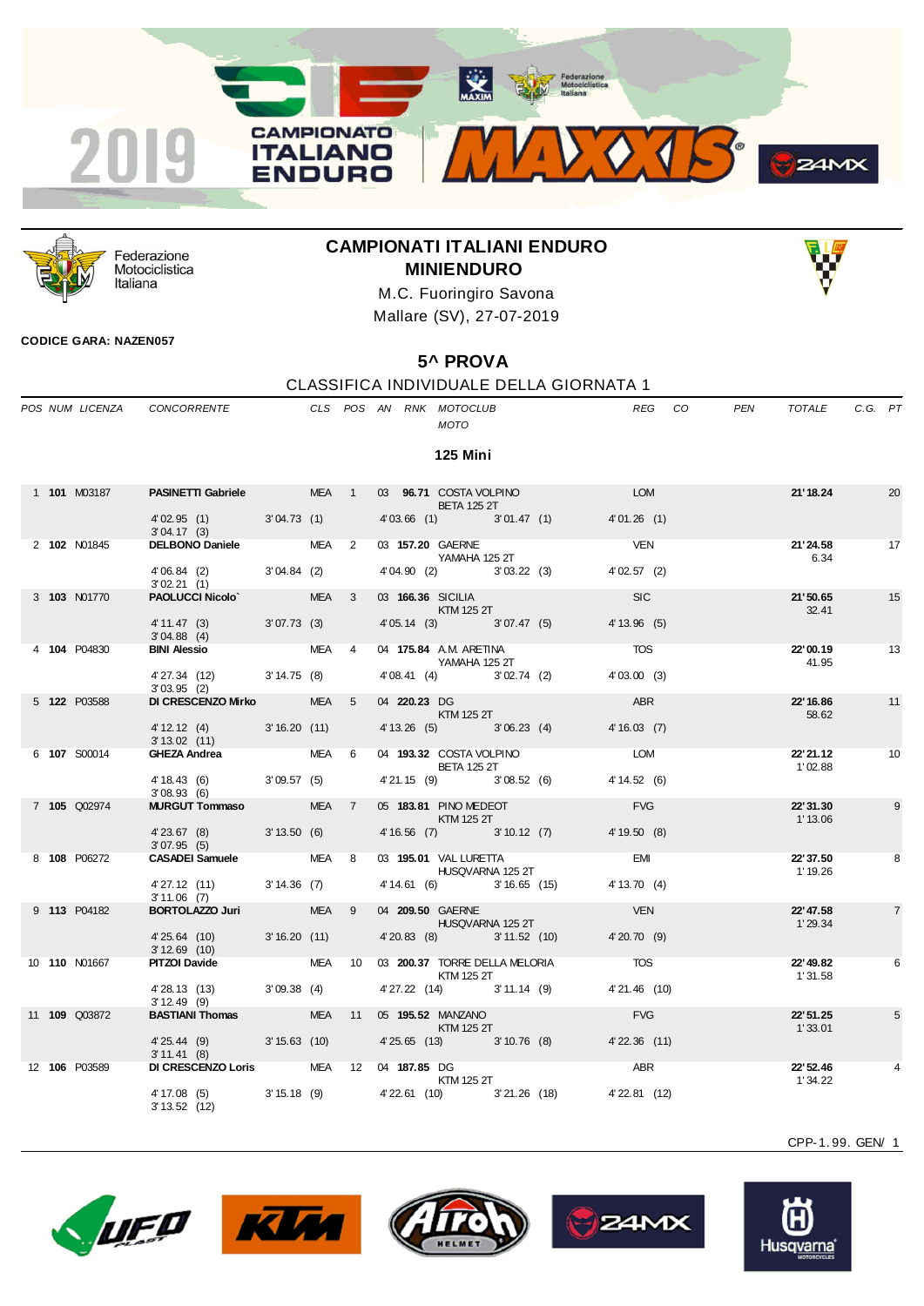# CAMPIONATI ITALIANI ENDURO
## MINIENDURO

M.C. Fuoringiro Savona
Mallare (SV), 27-07-2019

**CODICE GARA: NAZEN057**

## 5^ PROVA

### CLASSIFICA INDIVIDUALE DELLA GIORNATA 1

### 125 Mini

| POS | NUM | LICENZA | CONCORRENTE | CLS | POS | AN | RNK | MOTOCLUB / MOTO | REG | CO | PEN | TOTALE | C.G. | PT |
|---|---|---|---|---|---|---|---|---|---|---|---|---|---|---|
| 1 | **101** | M03187 | **PASINETTI Gabriele** | MEA | 1 | 03 | **96.71** | COSTA VOLPINO / BETA 125 2T | LOM | | | **21'18.24** | | 20 |
| | | | 4'02.95 (1) · 3'04.73 (1) · 4'03.66 (1) · 3'01.47 (1) · 4'01.26 (1) · 3'04.17 (3) | | | | | | | | | | | |
| 2 | **102** | N01845 | **DELBONO Daniele** | MEA | 2 | 03 | **157.20** | GAERNE / YAMAHA 125 2T | VEN | | | **21'24.58** 6.34 | | 17 |
| | | | 4'06.84 (2) · 3'04.84 (2) · 4'04.90 (2) · 3'03.22 (3) · 4'02.57 (2) · 3'02.21 (1) | | | | | | | | | | | |
| 3 | **103** | N01770 | **PAOLUCCI Nicolo`** | MEA | 3 | 03 | **166.36** | SICILIA / KTM 125 2T | SIC | | | **21'50.65** 32.41 | | 15 |
| | | | 4'11.47 (3) · 3'07.73 (3) · 4'05.14 (3) · 3'07.47 (5) · 4'13.96 (5) · 3'04.88 (4) | | | | | | | | | | | |
| 4 | **104** | P04830 | **BINI Alessio** | MEA | 4 | 04 | **175.84** | A.M. ARETINA / YAMAHA 125 2T | TOS | | | **22'00.19** 41.95 | | 13 |
| | | | 4'27.34 (12) · 3'14.75 (8) · 4'08.41 (4) · 3'02.74 (2) · 4'03.00 (3) · 3'03.95 (2) | | | | | | | | | | | |
| 5 | **122** | P03588 | **DI CRESCENZO Mirko** | MEA | 5 | 04 | **220.23** | DG / KTM 125 2T | ABR | | | **22'16.86** 58.62 | | 11 |
| | | | 4'12.12 (4) · 3'16.20 (11) · 4'13.26 (5) · 3'06.23 (4) · 4'16.03 (7) · 3'13.02 (11) | | | | | | | | | | | |
| 6 | **107** | S00014 | **GHEZA Andrea** | MEA | 6 | 04 | **193.32** | COSTA VOLPINO / BETA 125 2T | LOM | | | **22'21.12** 1'02.88 | | 10 |
| | | | 4'18.43 (6) · 3'09.57 (5) · 4'21.15 (9) · 3'08.52 (6) · 4'14.52 (6) · 3'08.93 (6) | | | | | | | | | | | |
| 7 | **105** | Q02974 | **MURGUT Tommaso** | MEA | 7 | 05 | **183.81** | PINO MEDEOT / KTM 125 2T | FVG | | | **22'31.30** 1'13.06 | | 9 |
| | | | 4'23.67 (8) · 3'13.50 (6) · 4'16.56 (7) · 3'10.12 (7) · 4'19.50 (8) · 3'07.95 (5) | | | | | | | | | | | |
| 8 | **108** | P06272 | **CASADEI Samuele** | MEA | 8 | 03 | **195.01** | VAL LURETTA / HUSQVARNA 125 2T | EMI | | | **22'37.50** 1'19.26 | | 8 |
| | | | 4'27.12 (11) · 3'14.36 (7) · 4'14.61 (6) · 3'16.65 (15) · 4'13.70 (4) · 3'11.06 (7) | | | | | | | | | | | |
| 9 | **113** | P04182 | **BORTOLAZZO Juri** | MEA | 9 | 04 | **209.50** | GAERNE / HUSQVARNA 125 2T | VEN | | | **22'47.58** 1'29.34 | | 7 |
| | | | 4'25.64 (10) · 3'16.20 (11) · 4'20.83 (8) · 3'11.52 (10) · 4'20.70 (9) · 3'12.69 (10) | | | | | | | | | | | |
| 10 | **110** | N01667 | **PITZOI Davide** | MEA | 10 | 03 | **200.37** | TORRE DELLA MELORIA / KTM 125 2T | TOS | | | **22'49.82** 1'31.58 | | 6 |
| | | | 4'28.13 (13) · 3'09.38 (4) · 4'27.22 (14) · 3'11.14 (9) · 4'21.46 (10) · 3'12.49 (9) | | | | | | | | | | | |
| 11 | **109** | Q03872 | **BASTIANI Thomas** | MEA | 11 | 05 | **195.52** | MANZANO / KTM 125 2T | FVG | | | **22'51.25** 1'33.01 | | 5 |
| | | | 4'25.44 (9) · 3'15.63 (10) · 4'25.65 (13) · 3'10.76 (8) · 4'22.36 (11) · 3'11.41 (8) | | | | | | | | | | | |
| 12 | **106** | P03589 | **DI CRESCENZO Loris** | MEA | 12 | 04 | **187.85** | DG / KTM 125 2T | ABR | | | **22'52.46** 1'34.22 | | 4 |
| | | | 4'17.08 (5) · 3'15.18 (9) · 4'22.61 (10) · 3'21.26 (18) · 4'22.81 (12) · 3'13.52 (12) | | | | | | | | | | | |

CPP-1.99. GEN/ 1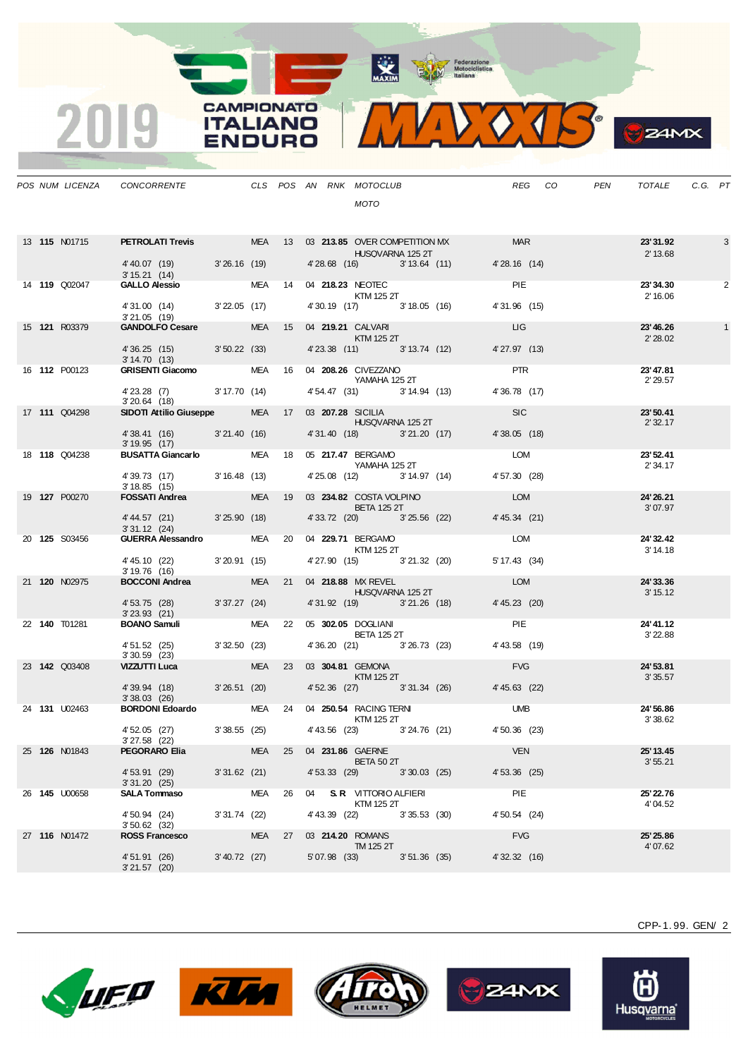# 2019 CAMPIONATO ITALIANO ENDURO

| POS | NUM | LICENZA | CONCORRENTE | CLS | POS | AN | RNK | MOTOCLUB / MOTO | REG | CO | PEN | TOTALE | C.G. | PT |
|---|---|---|---|---|---|---|---|---|---|---|---|---|---|---|
| 13 | **115** | N01715 | **PETROLATI Trevis** | MEA | 13 | 03 | **213.85** | OVER COMPETITION MX / HUSQVARNA 125 2T | MAR | | | **23'31.92** / 2'13.68 | | 3 |
| | | | 4'40.07 (19) / 3'15.21 (14) | 3'26.16 (19) | | | 4'28.68 (16) | 3'13.64 (11) | 4'28.16 (14) | | | | | |
| 14 | **119** | Q02047 | **GALLO Alessio** | MEA | 14 | 04 | **218.23** | NEOTEC / KTM 125 2T | PIE | | | **23'34.30** / 2'16.06 | | 2 |
| | | | 4'31.00 (14) / 3'21.05 (19) | 3'22.05 (17) | | | 4'30.19 (17) | 3'18.05 (16) | 4'31.96 (15) | | | | | |
| 15 | **121** | R03379 | **GANDOLFO Cesare** | MEA | 15 | 04 | **219.21** | CALVARI / KTM 125 2T | LIG | | | **23'46.26** / 2'28.02 | | 1 |
| | | | 4'36.25 (15) / 3'14.70 (13) | 3'50.22 (33) | | | 4'23.38 (11) | 3'13.74 (12) | 4'27.97 (13) | | | | | |
| 16 | **112** | P00123 | **GRISENTI Giacomo** | MEA | 16 | 04 | **208.26** | CIVEZZANO / YAMAHA 125 2T | PTR | | | **23'47.81** / 2'29.57 | | |
| | | | 4'23.28 (7) / 3'20.64 (18) | 3'17.70 (14) | | | 4'54.47 (31) | 3'14.94 (13) | 4'36.78 (17) | | | | | |
| 17 | **111** | Q04298 | **SIDOTI Attilio Giuseppe** | MEA | 17 | 03 | **207.28** | SICILIA / HUSQVARNA 125 2T | SIC | | | **23'50.41** / 2'32.17 | | |
| | | | 4'38.41 (16) / 3'19.95 (17) | 3'21.40 (16) | | | 4'31.40 (18) | 3'21.20 (17) | 4'38.05 (18) | | | | | |
| 18 | **118** | Q04238 | **BUSATTA Giancarlo** | MEA | 18 | 05 | **217.47** | BERGAMO / YAMAHA 125 2T | LOM | | | **23'52.41** / 2'34.17 | | |
| | | | 4'39.73 (17) / 3'18.85 (15) | 3'16.48 (13) | | | 4'25.08 (12) | 3'14.97 (14) | 4'57.30 (28) | | | | | |
| 19 | **127** | P00270 | **FOSSATI Andrea** | MEA | 19 | 03 | **234.82** | COSTA VOLPINO / BETA 125 2T | LOM | | | **24'26.21** / 3'07.97 | | |
| | | | 4'44.57 (21) / 3'31.12 (24) | 3'25.90 (18) | | | 4'33.72 (20) | 3'25.56 (22) | 4'45.34 (21) | | | | | |
| 20 | **125** | S03456 | **GUERRA Alessandro** | MEA | 20 | 04 | **229.71** | BERGAMO / KTM 125 2T | LOM | | | **24'32.42** / 3'14.18 | | |
| | | | 4'45.10 (22) / 3'19.76 (16) | 3'20.91 (15) | | | 4'27.90 (15) | 3'21.32 (20) | 5'17.43 (34) | | | | | |
| 21 | **120** | N02975 | **BOCCONI Andrea** | MEA | 21 | 04 | **218.88** | MX REVEL / HUSQVARNA 125 2T | LOM | | | **24'33.36** / 3'15.12 | | |
| | | | 4'53.75 (28) / 3'23.93 (21) | 3'37.27 (24) | | | 4'31.92 (19) | 3'21.26 (18) | 4'45.23 (20) | | | | | |
| 22 | **140** | T01281 | **BOANO Samuli** | MEA | 22 | 05 | **302.05** | DOGLIANI / BETA 125 2T | PIE | | | **24'41.12** / 3'22.88 | | |
| | | | 4'51.52 (25) / 3'30.59 (23) | 3'32.50 (23) | | | 4'36.20 (21) | 3'26.73 (23) | 4'43.58 (19) | | | | | |
| 23 | **142** | Q03408 | **VIZZUTTI Luca** | MEA | 23 | 03 | **304.81** | GEMONA / KTM 125 2T | FVG | | | **24'53.81** / 3'35.57 | | |
| | | | 4'39.94 (18) / 3'38.03 (26) | 3'26.51 (20) | | | 4'52.36 (27) | 3'31.34 (26) | 4'45.63 (22) | | | | | |
| 24 | **131** | U02463 | **BORDONI Edoardo** | MEA | 24 | 04 | **250.54** | RACING TERNI / KTM 125 2T | UMB | | | **24'56.86** / 3'38.62 | | |
| | | | 4'52.05 (27) / 3'27.58 (22) | 3'38.55 (25) | | | 4'43.56 (23) | 3'24.76 (21) | 4'50.36 (23) | | | | | |
| 25 | **126** | N01843 | **PEGORARO Elia** | MEA | 25 | 04 | **231.86** | GAERNE / BETA 50 2T | VEN | | | **25'13.45** / 3'55.21 | | |
| | | | 4'53.91 (29) / 3'31.20 (25) | 3'31.62 (21) | | | 4'53.33 (29) | 3'30.03 (25) | 4'53.36 (25) | | | | | |
| 26 | **145** | U00658 | **SALA Tommaso** | MEA | 26 | 04 | **S.R** | VITTORIO ALFIERI / KTM 125 2T | PIE | | | **25'22.76** / 4'04.52 | | |
| | | | 4'50.94 (24) / 3'50.62 (32) | 3'31.74 (22) | | | 4'43.39 (22) | 3'35.53 (30) | 4'50.54 (24) | | | | | |
| 27 | **116** | N01472 | **ROSS Francesco** | MEA | 27 | 03 | **214.20** | ROMANS / TM 125 2T | FVG | | | **25'25.86** / 4'07.62 | | |
| | | | 4'51.91 (26) / 3'21.57 (20) | 3'40.72 (27) | | | 5'07.98 (33) | 3'51.36 (35) | 4'32.32 (16) | | | | | |

CPP-1.99. GEN/ 2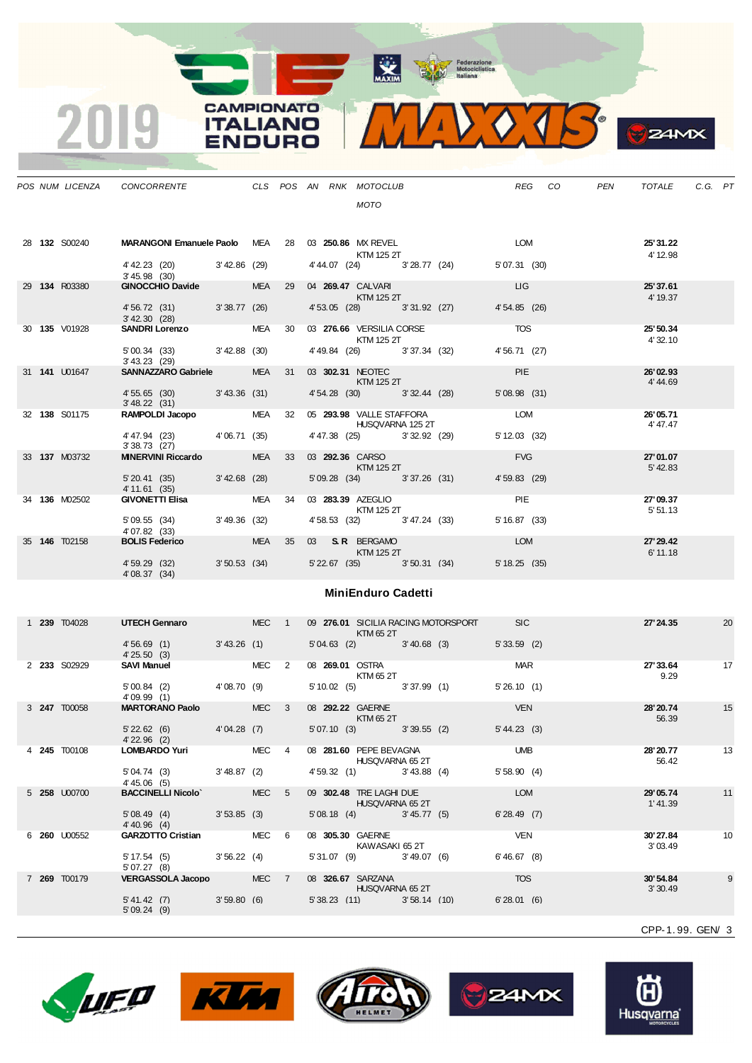| POS | NUM | LICENZA | CONCORRENTE | CLS | POS | AN | RNK | MOTOCLUB / MOTO | REG | CO | PEN | TOTALE | C.G. | PT |
|---|---|---|---|---|---|---|---|---|---|---|---|---|---|---|
| 28 | **132** | S00240 | **MARANGONI Emanuele Paolo** | MEA | 28 | 03 | **250.86** | MX REVEL / KTM 125 2T | LOM | | | **25'31.22** / 4'12.98 | | |
| | | | 4'42.23 (20) / 3'45.98 (30) | 3'42.86 (29) | | | | 4'44.07 (24) / 3'28.77 (24) | 5'07.31 (30) | | | | | |
| 29 | **134** | R03380 | **GINOCCHIO Davide** | MEA | 29 | 04 | **269.47** | CALVARI / KTM 125 2T | LIG | | | **25'37.61** / 4'19.37 | | |
| | | | 4'56.72 (31) / 3'42.30 (28) | 3'38.77 (26) | | | | 4'53.05 (28) / 3'31.92 (27) | 4'54.85 (26) | | | | | |
| 30 | **135** | V01928 | **SANDRI Lorenzo** | MEA | 30 | 03 | **276.66** | VERSILIA CORSE / KTM 125 2T | TOS | | | **25'50.34** / 4'32.10 | | |
| | | | 5'00.34 (33) / 3'43.23 (29) | 3'42.88 (30) | | | | 4'49.84 (26) / 3'37.34 (32) | 4'56.71 (27) | | | | | |
| 31 | **141** | U01647 | **SANNAZZARO Gabriele** | MEA | 31 | 03 | **302.31** | NEOTEC / KTM 125 2T | PIE | | | **26'02.93** / 4'44.69 | | |
| | | | 4'55.65 (30) / 3'48.22 (31) | 3'43.36 (31) | | | | 4'54.28 (30) / 3'32.44 (28) | 5'08.98 (31) | | | | | |
| 32 | **138** | S01175 | **RAMPOLDI Jacopo** | MEA | 32 | 05 | **293.98** | VALLE STAFFORA / HUSQVARNA 125 2T | LOM | | | **26'05.71** / 4'47.47 | | |
| | | | 4'47.94 (23) / 3'38.73 (27) | 4'06.71 (35) | | | | 4'47.38 (25) / 3'32.92 (29) | 5'12.03 (32) | | | | | |
| 33 | **137** | M03732 | **MINERVINI Riccardo** | MEA | 33 | 03 | **292.36** | CARSO / KTM 125 2T | FVG | | | **27'01.07** / 5'42.83 | | |
| | | | 5'20.41 (35) / 4'11.61 (35) | 3'42.68 (28) | | | | 5'09.28 (34) / 3'37.26 (31) | 4'59.83 (29) | | | | | |
| 34 | **136** | M02502 | **GIVONETTI Elisa** | MEA | 34 | 03 | **283.39** | AZEGLIO / KTM 125 2T | PIE | | | **27'09.37** / 5'51.13 | | |
| | | | 5'09.55 (34) / 4'07.82 (33) | 3'49.36 (32) | | | | 4'58.53 (32) / 3'47.24 (33) | 5'16.87 (33) | | | | | |
| 35 | **146** | T02158 | **BOLIS Federico** | MEA | 35 | 03 | **S.R** | BERGAMO / KTM 125 2T | LOM | | | **27'29.42** / 6'11.18 | | |
| | | | 4'59.29 (32) / 4'08.37 (34) | 3'50.53 (34) | | | | 5'22.67 (35) / 3'50.31 (34) | 5'18.25 (35) | | | | | |

## MiniEnduro Cadetti

| POS | NUM | LICENZA | CONCORRENTE | CLS | POS | AN | RNK | MOTOCLUB / MOTO | REG | CO | PEN | TOTALE | C.G. | PT |
|---|---|---|---|---|---|---|---|---|---|---|---|---|---|---|
| 1 | **239** | T04028 | **UTECH Gennaro** | MEC | 1 | 09 | **276.01** | SICILIA RACING MOTORSPORT / KTM 65 2T | SIC | | | **27'24.35** | | 20 |
| | | | 4'56.69 (1) / 4'25.50 (3) | 3'43.26 (1) | | | | 5'04.63 (2) / 3'40.68 (3) | 5'33.59 (2) | | | | | |
| 2 | **233** | S02929 | **SAVI Manuel** | MEC | 2 | 08 | **269.01** | OSTRA / KTM 65 2T | MAR | | | **27'33.64** / 9.29 | | 17 |
| | | | 5'00.84 (2) / 4'09.99 (1) | 4'08.70 (9) | | | | 5'10.02 (5) / 3'37.99 (1) | 5'26.10 (1) | | | | | |
| 3 | **247** | T00058 | **MARTORANO Paolo** | MEC | 3 | 08 | **292.22** | GAERNE / KTM 65 2T | VEN | | | **28'20.74** / 56.39 | | 15 |
| | | | 5'22.62 (6) / 4'22.96 (2) | 4'04.28 (7) | | | | 5'07.10 (3) / 3'39.55 (2) | 5'44.23 (3) | | | | | |
| 4 | **245** | T00108 | **LOMBARDO Yuri** | MEC | 4 | 08 | **281.60** | PEPE BEVAGNA / HUSQVARNA 65 2T | UMB | | | **28'20.77** / 56.42 | | 13 |
| | | | 5'04.74 (3) / 4'45.06 (5) | 3'48.87 (2) | | | | 4'59.32 (1) / 3'43.88 (4) | 5'58.90 (4) | | | | | |
| 5 | **258** | U00700 | **BACCINELLI Nicolo`** | MEC | 5 | 09 | **302.48** | TRE LAGHI DUE / HUSQVARNA 65 2T | LOM | | | **29'05.74** / 1'41.39 | | 11 |
| | | | 5'08.49 (4) / 4'40.96 (4) | 3'53.85 (3) | | | | 5'08.18 (4) / 3'45.77 (5) | 6'28.49 (7) | | | | | |
| 6 | **260** | U00552 | **GARZOTTO Cristian** | MEC | 6 | 08 | **305.30** | GAERNE / KAWASAKI 65 2T | VEN | | | **30'27.84** / 3'03.49 | | 10 |
| | | | 5'17.54 (5) / 5'07.27 (8) | 3'56.22 (4) | | | | 5'31.07 (9) / 3'49.07 (6) | 6'46.67 (8) | | | | | |
| 7 | **269** | T00179 | **VERGASSOLA Jacopo** | MEC | 7 | 08 | **326.67** | SARZANA / HUSQVARNA 65 2T | TOS | | | **30'54.84** / 3'30.49 | | 9 |
| | | | 5'41.42 (7) / 5'09.24 (9) | 3'59.80 (6) | | | | 5'38.23 (11) / 3'58.14 (10) | 6'28.01 (6) | | | | | |

CPP-1.99. GEN/ 3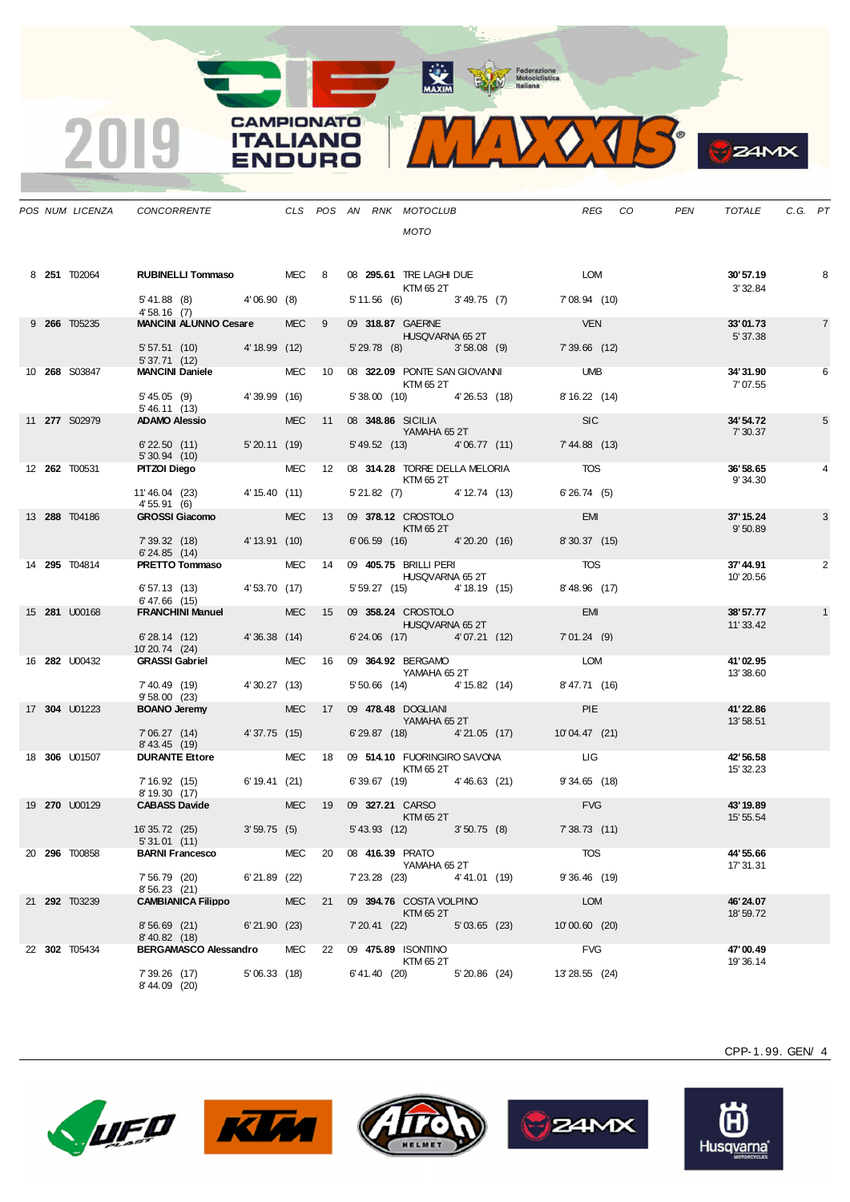# 2019 CAMPIONATO ITALIANO ENDURO

| POS | NUM | LICENZA | CONCORRENTE | CLS | POS | AN | RNK | MOTOCLUB / MOTO | REG | CO | PEN | TOTALE | C.G. | PT |
|---|---|---|---|---|---|---|---|---|---|---|---|---|---|---|
| 8 | **251** | T02064 | **RUBINELLI Tommaso** | MEC | 8 | 08 | **295.61** | TRE LAGHI DUE / KTM 65 2T | LOM | | | **30'57.19** / 3'32.84 | | 8 |
| | | | 5'41.88 (8) / 4'58.16 (7) | 4'06.90 (8) | | | 5'11.56 (6) | 3'49.75 (7) | 7'08.94 (10) | | | | | |
| 9 | **266** | T05235 | **MANCINI ALUNNO Cesare** | MEC | 9 | 09 | **318.87** | GAERNE / HUSQVARNA 65 2T | VEN | | | **33'01.73** / 5'37.38 | | 7 |
| | | | 5'57.51 (10) / 5'37.71 (12) | 4'18.99 (12) | | | 5'29.78 (8) | 3'58.08 (9) | 7'39.66 (12) | | | | | |
| 10 | **268** | S03847 | **MANCINI Daniele** | MEC | 10 | 08 | **322.09** | PONTE SAN GIOVANNI / KTM 65 2T | UMB | | | **34'31.90** / 7'07.55 | | 6 |
| | | | 5'45.05 (9) / 5'46.11 (13) | 4'39.99 (16) | | | 5'38.00 (10) | 4'26.53 (18) | 8'16.22 (14) | | | | | |
| 11 | **277** | S02979 | **ADAMO Alessio** | MEC | 11 | 08 | **348.86** | SICILIA / YAMAHA 65 2T | SIC | | | **34'54.72** / 7'30.37 | | 5 |
| | | | 6'22.50 (11) / 5'30.94 (10) | 5'20.11 (19) | | | 5'49.52 (13) | 4'06.77 (11) | 7'44.88 (13) | | | | | |
| 12 | **262** | T00531 | **PITZOI Diego** | MEC | 12 | 08 | **314.28** | TORRE DELLA MELORIA / KTM 65 2T | TOS | | | **36'58.65** / 9'34.30 | | 4 |
| | | | 11'46.04 (23) / 4'55.91 (6) | 4'15.40 (11) | | | 5'21.82 (7) | 4'12.74 (13) | 6'26.74 (5) | | | | | |
| 13 | **288** | T04186 | **GROSSI Giacomo** | MEC | 13 | 09 | **378.12** | CROSTOLO / KTM 65 2T | EMI | | | **37'15.24** / 9'50.89 | | 3 |
| | | | 7'39.32 (18) / 6'24.85 (14) | 4'13.91 (10) | | | 6'06.59 (16) | 4'20.20 (16) | 8'30.37 (15) | | | | | |
| 14 | **295** | T04814 | **PRETTO Tommaso** | MEC | 14 | 09 | **405.75** | BRILLI PERI / HUSQVARNA 65 2T | TOS | | | **37'44.91** / 10'20.56 | | 2 |
| | | | 6'57.13 (13) / 6'47.66 (15) | 4'53.70 (17) | | | 5'59.27 (15) | 4'18.19 (15) | 8'48.96 (17) | | | | | |
| 15 | **281** | U00168 | **FRANCHINI Manuel** | MEC | 15 | 09 | **358.24** | CROSTOLO / HUSQVARNA 65 2T | EMI | | | **38'57.77** / 11'33.42 | | 1 |
| | | | 6'28.14 (12) / 10'20.74 (24) | 4'36.38 (14) | | | 6'24.06 (17) | 4'07.21 (12) | 7'01.24 (9) | | | | | |
| 16 | **282** | U00432 | **GRASSI Gabriel** | MEC | 16 | 09 | **364.92** | BERGAMO / YAMAHA 65 2T | LOM | | | **41'02.95** / 13'38.60 | | |
| | | | 7'40.49 (19) / 9'58.00 (23) | 4'30.27 (13) | | | 5'50.66 (14) | 4'15.82 (14) | 8'47.71 (16) | | | | | |
| 17 | **304** | U01223 | **BOANO Jeremy** | MEC | 17 | 09 | **478.48** | DOGLIANI / YAMAHA 65 2T | PIE | | | **41'22.86** / 13'58.51 | | |
| | | | 7'06.27 (14) / 8'43.45 (19) | 4'37.75 (15) | | | 6'29.87 (18) | 4'21.05 (17) | 10'04.47 (21) | | | | | |
| 18 | **306** | U01507 | **DURANTE Ettore** | MEC | 18 | 09 | **514.10** | FUORINGIRO SAVONA / KTM 65 2T | LIG | | | **42'56.58** / 15'32.23 | | |
| | | | 7'16.92 (15) / 8'19.30 (17) | 6'19.41 (21) | | | 6'39.67 (19) | 4'46.63 (21) | 9'34.65 (18) | | | | | |
| 19 | **270** | U00129 | **CABASS Davide** | MEC | 19 | 09 | **327.21** | CARSO / KTM 65 2T | FVG | | | **43'19.89** / 15'55.54 | | |
| | | | 16'35.72 (25) / 5'31.01 (11) | 3'59.75 (5) | | | 5'43.93 (12) | 3'50.75 (8) | 7'38.73 (11) | | | | | |
| 20 | **296** | T00858 | **BARNI Francesco** | MEC | 20 | 08 | **416.39** | PRATO / YAMAHA 65 2T | TOS | | | **44'55.66** / 17'31.31 | | |
| | | | 7'56.79 (20) / 8'56.23 (21) | 6'21.89 (22) | | | 7'23.28 (23) | 4'41.01 (19) | 9'36.46 (19) | | | | | |
| 21 | **292** | T03239 | **CAMBIANICA Filippo** | MEC | 21 | 09 | **394.76** | COSTA VOLPINO / KTM 65 2T | LOM | | | **46'24.07** / 18'59.72 | | |
| | | | 8'56.69 (21) / 8'40.82 (18) | 6'21.90 (23) | | | 7'20.41 (22) | 5'03.65 (23) | 10'00.60 (20) | | | | | |
| 22 | **302** | T05434 | **BERGAMASCO Alessandro** | MEC | 22 | 09 | **475.89** | ISONTINO / KTM 65 2T | FVG | | | **47'00.49** / 19'36.14 | | |
| | | | 7'39.26 (17) / 8'44.09 (20) | 5'06.33 (18) | | | 6'41.40 (20) | 5'20.86 (24) | 13'28.55 (24) | | | | | |

CPP-1.99. GEN/ 4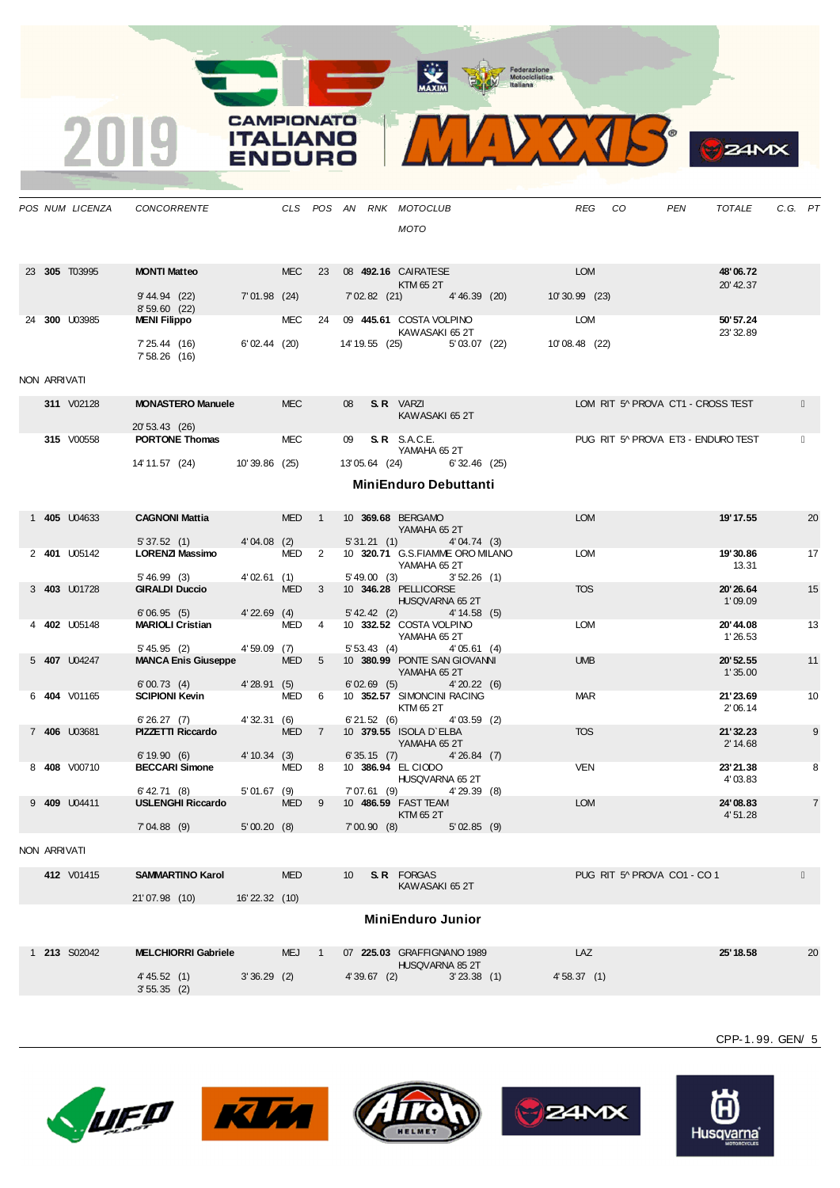| POS | NUM | LICENZA | CONCORRENTE | CLS | POS | AN | RNK | MOTOCLUB / MOTO | REG | CO | PEN | TOTALE | C.G. | PT |
|---|---|---|---|---|---|---|---|---|---|---|---|---|---|---|
| 23 | **305** | T03995 | **MONTI Matteo** | MEC | 23 | 08 | **492.16** | CAIRATESE / KTM 65 2T | LOM | | | **48'06.72** / 20'42.37 | | |
| | | | 9'44.94 (22) · 7'01.98 (24) · 7'02.82 (21) · 4'46.39 (20) · 10'30.99 (23) · 8'59.60 (22) | | | | | | | | | | | |
| 24 | **300** | U03985 | **MENI Filippo** | MEC | 24 | 09 | **445.61** | COSTA VOLPINO / KAWASAKI 65 2T | LOM | | | **50'57.24** / 23'32.89 | | |
| | | | 7'25.44 (16) · 6'02.44 (20) · 14'19.55 (25) · 5'03.07 (22) · 10'08.48 (22) · 7'58.26 (16) | | | | | | | | | | | |

NON ARRIVATI

| POS | NUM | LICENZA | CONCORRENTE | CLS | POS | AN | RNK | MOTOCLUB / MOTO | REG | CO | PEN | TOTALE | C.G. | PT |
|---|---|---|---|---|---|---|---|---|---|---|---|---|---|---|
| | **311** | V02128 | **MONASTERO Manuele** | MEC | | 08 | **S.R** | VARZI / KAWASAKI 65 2T | LOM | RIT 5^ PROVA CT1 - CROSS TEST | | | | |
| | | | 20'53.43 (26) | | | | | | | | | | | |
| | **315** | V00558 | **PORTONE Thomas** | MEC | | 09 | **S.R** | S.A.C.E. / YAMAHA 65 2T | PUG | RIT 5^ PROVA ET3 - ENDURO TEST | | | | |
| | | | 14'11.57 (24) · 10'39.86 (25) · 13'05.64 (24) · 6'32.46 (25) | | | | | | | | | | | |

## MiniEnduro Debuttanti

| POS | NUM | LICENZA | CONCORRENTE | CLS | POS | AN | RNK | MOTOCLUB / MOTO | REG | CO | PEN | TOTALE | C.G. | PT |
|---|---|---|---|---|---|---|---|---|---|---|---|---|---|---|
| 1 | **405** | U04633 | **CAGNONI Mattia** | MED | 1 | 10 | **369.68** | BERGAMO / YAMAHA 65 2T | LOM | | | **19'17.55** | | 20 |
| | | | 5'37.52 (1) · 4'04.08 (2) · 5'31.21 (1) · 4'04.74 (3) | | | | | | | | | | | |
| 2 | **401** | U05142 | **LORENZI Massimo** | MED | 2 | 10 | **320.71** | G.S.FIAMME ORO MILANO / YAMAHA 65 2T | LOM | | | **19'30.86** / 13.31 | | 17 |
| | | | 5'46.99 (3) · 4'02.61 (1) · 5'49.00 (3) · 3'52.26 (1) | | | | | | | | | | | |
| 3 | **403** | U01728 | **GIRALDI Duccio** | MED | 3 | 10 | **346.28** | PELLICORSE / HUSQVARNA 65 2T | TOS | | | **20'26.64** / 1'09.09 | | 15 |
| | | | 6'06.95 (5) · 4'22.69 (4) · 5'42.42 (2) · 4'14.58 (5) | | | | | | | | | | | |
| 4 | **402** | U05148 | **MARIOLI Cristian** | MED | 4 | 10 | **332.52** | COSTA VOLPINO / YAMAHA 65 2T | LOM | | | **20'44.08** / 1'26.53 | | 13 |
| | | | 5'45.95 (2) · 4'59.09 (7) · 5'53.43 (4) · 4'05.61 (4) | | | | | | | | | | | |
| 5 | **407** | U04247 | **MANCA Enis Giuseppe** | MED | 5 | 10 | **380.99** | PONTE SAN GIOVANNI / YAMAHA 65 2T | UMB | | | **20'52.55** / 1'35.00 | | 11 |
| | | | 6'00.73 (4) · 4'28.91 (5) · 6'02.69 (5) · 4'20.22 (6) | | | | | | | | | | | |
| 6 | **404** | V01165 | **SCIPIONI Kevin** | MED | 6 | 10 | **352.57** | SIMONCINI RACING / KTM 65 2T | MAR | | | **21'23.69** / 2'06.14 | | 10 |
| | | | 6'26.27 (7) · 4'32.31 (6) · 6'21.52 (6) · 4'03.59 (2) | | | | | | | | | | | |
| 7 | **406** | U03681 | **PIZZETTI Riccardo** | MED | 7 | 10 | **379.55** | ISOLA D`ELBA / YAMAHA 65 2T | TOS | | | **21'32.23** / 2'14.68 | | 9 |
| | | | 6'19.90 (6) · 4'10.34 (3) · 6'35.15 (7) · 4'26.84 (7) | | | | | | | | | | | |
| 8 | **408** | V00710 | **BECCARI Simone** | MED | 8 | 10 | **386.94** | EL CIODO / HUSQVARNA 65 2T | VEN | | | **23'21.38** / 4'03.83 | | 8 |
| | | | 6'42.71 (8) · 5'01.67 (9) · 7'07.61 (9) · 4'29.39 (8) | | | | | | | | | | | |
| 9 | **409** | U04411 | **USLENGHI Riccardo** | MED | 9 | 10 | **486.59** | FAST TEAM / KTM 65 2T | LOM | | | **24'08.83** / 4'51.28 | | 7 |
| | | | 7'04.88 (9) · 5'00.20 (8) · 7'00.90 (8) · 5'02.85 (9) | | | | | | | | | | | |

NON ARRIVATI

| POS | NUM | LICENZA | CONCORRENTE | CLS | POS | AN | RNK | MOTOCLUB / MOTO | REG | CO | PEN | TOTALE | C.G. | PT |
|---|---|---|---|---|---|---|---|---|---|---|---|---|---|---|
| | **412** | V01415 | **SAMMARTINO Karol** | MED | | 10 | **S.R** | FORGAS / KAWASAKI 65 2T | PUG | RIT 5^ PROVA CO1 - CO 1 | | | | |
| | | | 21'07.98 (10) · 16'22.32 (10) | | | | | | | | | | | |

## MiniEnduro Junior

| POS | NUM | LICENZA | CONCORRENTE | CLS | POS | AN | RNK | MOTOCLUB / MOTO | REG | CO | PEN | TOTALE | C.G. | PT |
|---|---|---|---|---|---|---|---|---|---|---|---|---|---|---|
| 1 | **213** | S02042 | **MELCHIORRI Gabriele** | MEJ | 1 | 07 | **225.03** | GRAFFIGNANO 1989 / HUSQVARNA 85 2T | LAZ | | | **25'18.58** | | 20 |
| | | | 4'45.52 (1) · 3'36.29 (2) · 4'39.67 (2) · 3'23.38 (1) · 4'58.37 (1) · 3'55.35 (2) | | | | | | | | | | | |

CPP-1.99. GEN/ 5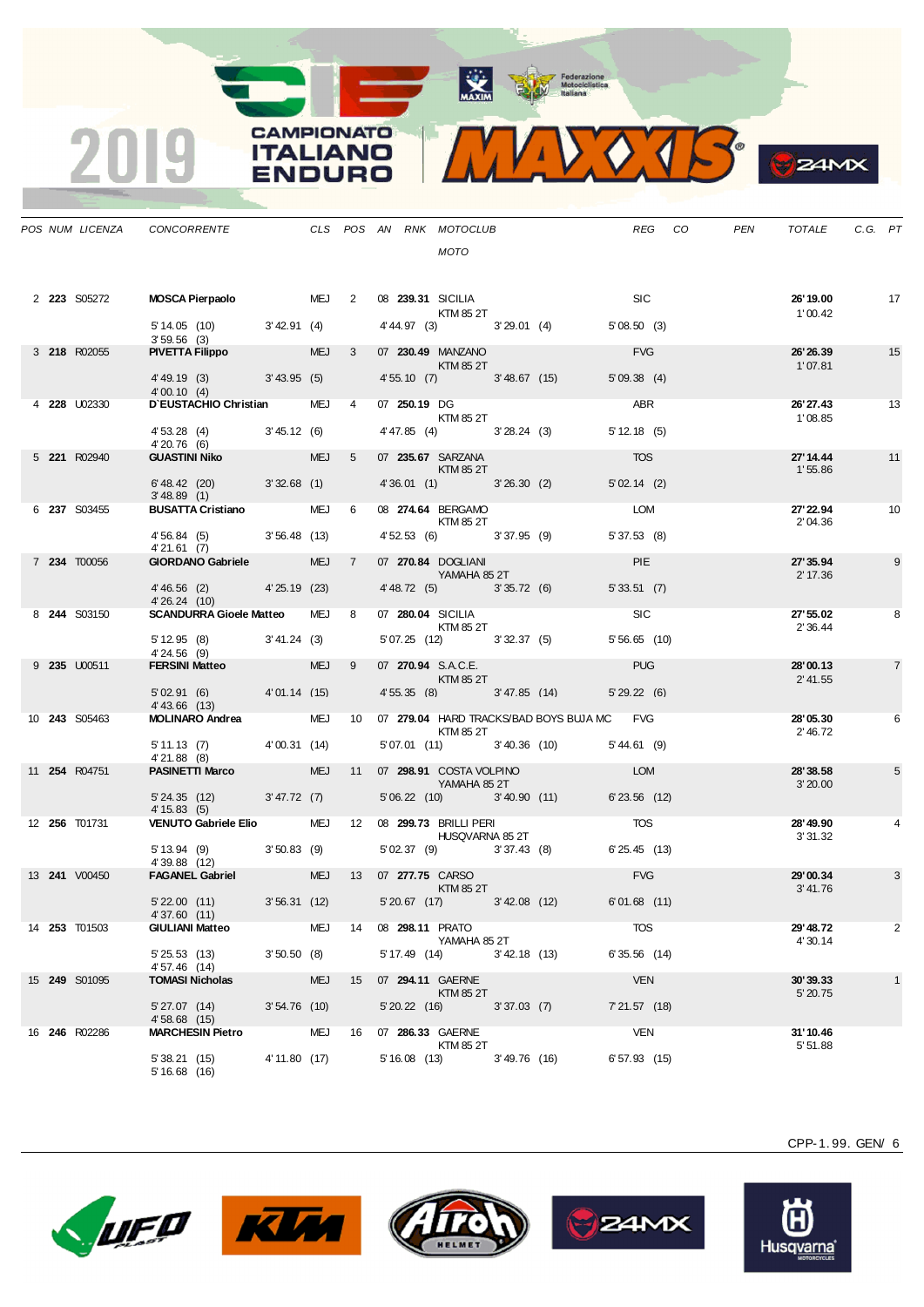# 2019 CAMPIONATO ITALIANO ENDURO

| POS | NUM | LICENZA | CONCORRENTE | CLS | POS | AN | RNK | MOTOCLUB / MOTO | REG | CO | PEN | TOTALE | C.G. | PT |
|---|---|---|---|---|---|---|---|---|---|---|---|---|---|---|
| 2 | **223** | S05272 | **MOSCA Pierpaolo** | MEJ | 2 | 08 | **239.31** | SICILIA / KTM 85 2T | SIC | | | **26'19.00** / 1'00.42 | | 17 |
| | | | 5'14.05 (10) / 3'59.56 (3) | 3'42.91 (4) | | | | 4'44.97 (3) / 3'29.01 (4) | 5'08.50 (3) | | | | | |
| 3 | **218** | R02055 | **PIVETTA Filippo** | MEJ | 3 | 07 | **230.49** | MANZANO / KTM 85 2T | FVG | | | **26'26.39** / 1'07.81 | | 15 |
| | | | 4'49.19 (3) / 4'00.10 (4) | 3'43.95 (5) | | | | 4'55.10 (7) / 3'48.67 (15) | 5'09.38 (4) | | | | | |
| 4 | **228** | U02330 | **D'EUSTACHIO Christian** | MEJ | 4 | 07 | **250.19** | DG / KTM 85 2T | ABR | | | **26'27.43** / 1'08.85 | | 13 |
| | | | 4'53.28 (4) / 4'20.76 (6) | 3'45.12 (6) | | | | 4'47.85 (4) / 3'28.24 (3) | 5'12.18 (5) | | | | | |
| 5 | **221** | R02940 | **GUASTINI Niko** | MEJ | 5 | 07 | **235.67** | SARZANA / KTM 85 2T | TOS | | | **27'14.44** / 1'55.86 | | 11 |
| | | | 6'48.42 (20) / 3'48.89 (1) | 3'32.68 (1) | | | | 4'36.01 (1) / 3'26.30 (2) | 5'02.14 (2) | | | | | |
| 6 | **237** | S03455 | **BUSATTA Cristiano** | MEJ | 6 | 08 | **274.64** | BERGAMO / KTM 85 2T | LOM | | | **27'22.94** / 2'04.36 | | 10 |
| | | | 4'56.84 (5) / 4'21.61 (7) | 3'56.48 (13) | | | | 4'52.53 (6) / 3'37.95 (9) | 5'37.53 (8) | | | | | |
| 7 | **234** | T00056 | **GIORDANO Gabriele** | MEJ | 7 | 07 | **270.84** | DOGLIANI / YAMAHA 85 2T | PIE | | | **27'35.94** / 2'17.36 | | 9 |
| | | | 4'46.56 (2) / 4'26.24 (10) | 4'25.19 (23) | | | | 4'48.72 (5) / 3'35.72 (6) | 5'33.51 (7) | | | | | |
| 8 | **244** | S03150 | **SCANDURRA Gioele Matteo** | MEJ | 8 | 07 | **280.04** | SICILIA / KTM 85 2T | SIC | | | **27'55.02** / 2'36.44 | | 8 |
| | | | 5'12.95 (8) / 4'24.56 (9) | 3'41.24 (3) | | | | 5'07.25 (12) / 3'32.37 (5) | 5'56.65 (10) | | | | | |
| 9 | **235** | U00511 | **FERSINI Matteo** | MEJ | 9 | 07 | **270.94** | S.A.C.E. / KTM 85 2T | PUG | | | **28'00.13** / 2'41.55 | | 7 |
| | | | 5'02.91 (6) / 4'43.66 (13) | 4'01.14 (15) | | | | 4'55.35 (8) / 3'47.85 (14) | 5'29.22 (6) | | | | | |
| 10 | **243** | S05463 | **MOLINARO Andrea** | MEJ | 10 | 07 | **279.04** | HARD TRACKS/BAD BOYS BUJA MC / KTM 85 2T | FVG | | | **28'05.30** / 2'46.72 | | 6 |
| | | | 5'11.13 (7) / 4'21.88 (8) | 4'00.31 (14) | | | | 5'07.01 (11) / 3'40.36 (10) | 5'44.61 (9) | | | | | |
| 11 | **254** | R04751 | **PASINETTI Marco** | MEJ | 11 | 07 | **298.91** | COSTA VOLPINO / YAMAHA 85 2T | LOM | | | **28'38.58** / 3'20.00 | | 5 |
| | | | 5'24.35 (12) / 4'15.83 (5) | 3'47.72 (7) | | | | 5'06.22 (10) / 3'40.90 (11) | 6'23.56 (12) | | | | | |
| 12 | **256** | T01731 | **VENUTO Gabriele Elio** | MEJ | 12 | 08 | **299.73** | BRILLI PERI / HUSQVARNA 85 2T | TOS | | | **28'49.90** / 3'31.32 | | 4 |
| | | | 5'13.94 (9) / 4'39.88 (12) | 3'50.83 (9) | | | | 5'02.37 (9) / 3'37.43 (8) | 6'25.45 (13) | | | | | |
| 13 | **241** | V00450 | **FAGANEL Gabriel** | MEJ | 13 | 07 | **277.75** | CARSO / KTM 85 2T | FVG | | | **29'00.34** / 3'41.76 | | 3 |
| | | | 5'22.00 (11) / 4'37.60 (11) | 3'56.31 (12) | | | | 5'20.67 (17) / 3'42.08 (12) | 6'01.68 (11) | | | | | |
| 14 | **253** | T01503 | **GIULIANI Matteo** | MEJ | 14 | 08 | **298.11** | PRATO / YAMAHA 85 2T | TOS | | | **29'48.72** / 4'30.14 | | 2 |
| | | | 5'25.53 (13) / 4'57.46 (14) | 3'50.50 (8) | | | | 5'17.49 (14) / 3'42.18 (13) | 6'35.56 (14) | | | | | |
| 15 | **249** | S01095 | **TOMASI Nicholas** | MEJ | 15 | 07 | **294.11** | GAERNE / KTM 85 2T | VEN | | | **30'39.33** / 5'20.75 | | 1 |
| | | | 5'27.07 (14) / 4'58.68 (15) | 3'54.76 (10) | | | | 5'20.22 (16) / 3'37.03 (7) | 7'21.57 (18) | | | | | |
| 16 | **246** | R02286 | **MARCHESIN Pietro** | MEJ | 16 | 07 | **286.33** | GAERNE / KTM 85 2T | VEN | | | **31'10.46** / 5'51.88 | | |
| | | | 5'38.21 (15) / 5'16.68 (16) | 4'11.80 (17) | | | | 5'16.08 (13) / 3'49.76 (16) | 6'57.93 (15) | | | | | |

CPP-1.99. GEN/ 6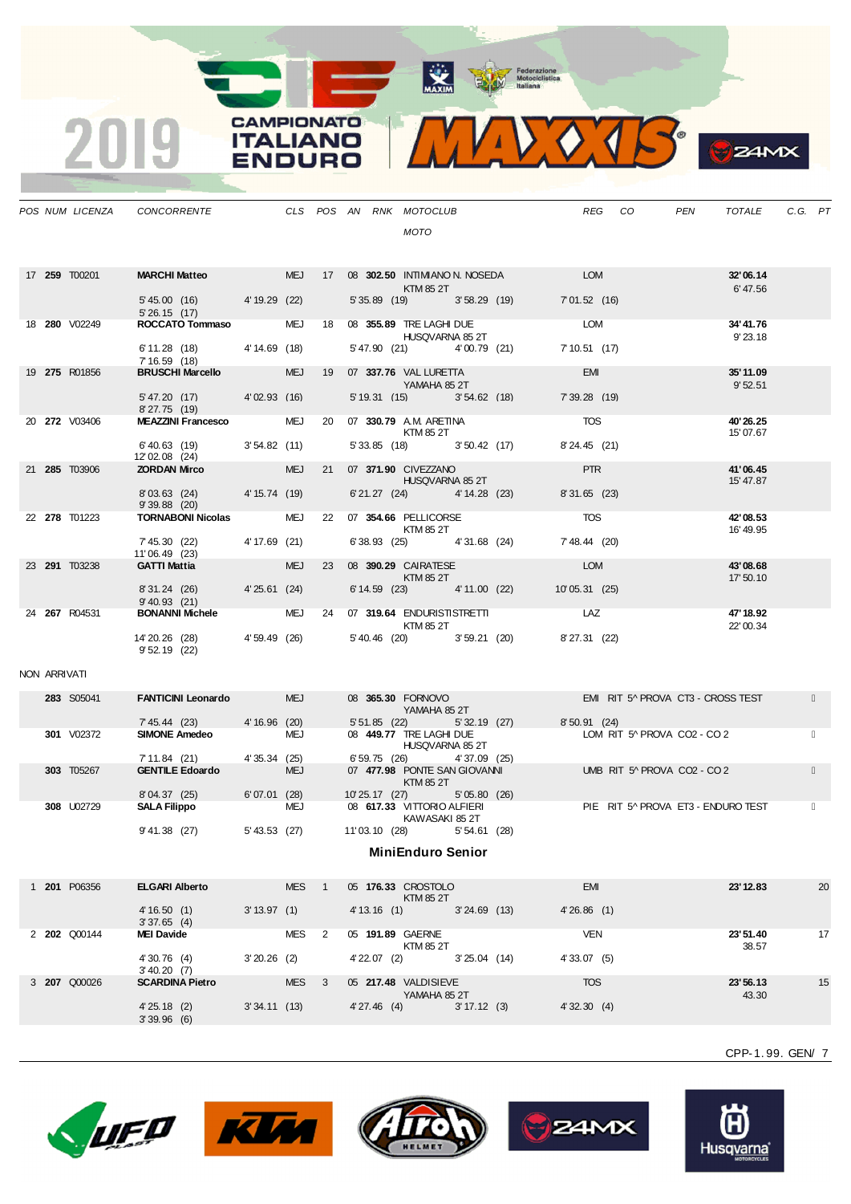| POS | NUM | LICENZA | CONCORRENTE | CLS | POS | AN | RNK | MOTOCLUB / MOTO | REG | CO | PEN | TOTALE | C.G. | PT |
|---|---|---|---|---|---|---|---|---|---|---|---|---|---|---|
| 17 | **259** | T00201 | **MARCHI Matteo** | MEJ | 17 | 08 | **302.50** | INTIMIANO N. NOSEDA / KTM 85 2T | LOM | | | **32'06.14** / 6'47.56 | | |
| | | | 5'45.00 (16) / 5'26.15 (17) | 4'19.29 (22) | | | | 5'35.89 (19) / 3'58.29 (19) | 7'01.52 (16) | | | | | |
| 18 | **280** | V02249 | **ROCCATO Tommaso** | MEJ | 18 | 08 | **355.89** | TRE LAGHI DUE / HUSQVARNA 85 2T | LOM | | | **34'41.76** / 9'23.18 | | |
| | | | 6'11.28 (18) / 7'16.59 (18) | 4'14.69 (18) | | | | 5'47.90 (21) / 4'00.79 (21) | 7'10.51 (17) | | | | | |
| 19 | **275** | R01856 | **BRUSCHI Marcello** | MEJ | 19 | 07 | **337.76** | VAL LURETTA / YAMAHA 85 2T | EMI | | | **35'11.09** / 9'52.51 | | |
| | | | 5'47.20 (17) / 8'27.75 (19) | 4'02.93 (16) | | | | 5'19.31 (15) / 3'54.62 (18) | 7'39.28 (19) | | | | | |
| 20 | **272** | V03406 | **MEAZZINI Francesco** | MEJ | 20 | 07 | **330.79** | A.M. ARETINA / KTM 85 2T | TOS | | | **40'26.25** / 15'07.67 | | |
| | | | 6'40.63 (19) / 12'02.08 (24) | 3'54.82 (11) | | | | 5'33.85 (18) / 3'50.42 (17) | 8'24.45 (21) | | | | | |
| 21 | **285** | T03906 | **ZORDAN Mirco** | MEJ | 21 | 07 | **371.90** | CIVEZZANO / HUSQVARNA 85 2T | PTR | | | **41'06.45** / 15'47.87 | | |
| | | | 8'03.63 (24) / 9'39.88 (20) | 4'15.74 (19) | | | | 6'21.27 (24) / 4'14.28 (23) | 8'31.65 (23) | | | | | |
| 22 | **278** | T01223 | **TORNABONI Nicolas** | MEJ | 22 | 07 | **354.66** | PELLICORSE / KTM 85 2T | TOS | | | **42'08.53** / 16'49.95 | | |
| | | | 7'45.30 (22) / 11'06.49 (23) | 4'17.69 (21) | | | | 6'38.93 (25) / 4'31.68 (24) | 7'48.44 (20) | | | | | |
| 23 | **291** | T03238 | **GATTI Mattia** | MEJ | 23 | 08 | **390.29** | CAIRATESE / KTM 85 2T | LOM | | | **43'08.68** / 17'50.10 | | |
| | | | 8'31.24 (26) / 9'40.93 (21) | 4'25.61 (24) | | | | 6'14.59 (23) / 4'11.00 (22) | 10'05.31 (25) | | | | | |
| 24 | **267** | R04531 | **BONANNI Michele** | MEJ | 24 | 07 | **319.64** | ENDURISTISTRETTI / KTM 85 2T | LAZ | | | **47'18.92** / 22'00.34 | | |
| | | | 14'20.26 (28) / 9'52.19 (22) | 4'59.49 (26) | | | | 5'40.46 (20) / 3'59.21 (20) | 8'27.31 (22) | | | | | |

NON ARRIVATI

| POS | NUM | LICENZA | CONCORRENTE | CLS | POS | AN | RNK | MOTOCLUB / MOTO | REG | CO | PEN | TOTALE | C.G. | PT |
|---|---|---|---|---|---|---|---|---|---|---|---|---|---|---|
| | **283** | S05041 | **FANTICINI Leonardo** | MEJ | | 08 | **365.30** | FORNOVO / YAMAHA 85 2T | EMI | RIT 5^ PROVA CT3 - CROSS TEST | | | | |
| | | | 7'45.44 (23) | 4'16.96 (20) | | | | 5'51.85 (22) / 5'32.19 (27) | 8'50.91 (24) | | | | | |
| | **301** | V02372 | **SIMONE Amedeo** | MEJ | | 08 | **449.77** | TRE LAGHI DUE / HUSQVARNA 85 2T | LOM | RIT 5^ PROVA CO2 - CO 2 | | | | |
| | | | 7'11.84 (21) | 4'35.34 (25) | | | | 6'59.75 (26) / 4'37.09 (25) | | | | | | |
| | **303** | T05267 | **GENTILE Edoardo** | MEJ | | 07 | **477.98** | PONTE SAN GIOVANNI / KTM 85 2T | UMB | RIT 5^ PROVA CO2 - CO 2 | | | | |
| | | | 8'04.37 (25) | 6'07.01 (28) | | | | 10'25.17 (27) / 5'05.80 (26) | | | | | | |
| | **308** | U02729 | **SALA Filippo** | MEJ | | 08 | **617.33** | VITTORIO ALFIERI / KAWASAKI 85 2T | PIE | RIT 5^ PROVA ET3 - ENDURO TEST | | | | |
| | | | 9'41.38 (27) | 5'43.53 (27) | | | | 11'03.10 (28) / 5'54.61 (28) | | | | | | |

## MiniEnduro Senior

| POS | NUM | LICENZA | CONCORRENTE | CLS | POS | AN | RNK | MOTOCLUB / MOTO | REG | CO | PEN | TOTALE | C.G. | PT |
|---|---|---|---|---|---|---|---|---|---|---|---|---|---|---|
| 1 | **201** | P06356 | **ELGARI Alberto** | MES | 1 | 05 | **176.33** | CROSTOLO / KTM 85 2T | EMI | | | **23'12.83** | | 20 |
| | | | 4'16.50 (1) / 3'37.65 (4) | 3'13.97 (1) | | | | 4'13.16 (1) / 3'24.69 (13) | 4'26.86 (1) | | | | | |
| 2 | **202** | Q00144 | **MEI Davide** | MES | 2 | 05 | **191.89** | GAERNE / KTM 85 2T | VEN | | | **23'51.40** / 38.57 | | 17 |
| | | | 4'30.76 (4) / 3'40.20 (7) | 3'20.26 (2) | | | | 4'22.07 (2) / 3'25.04 (14) | 4'33.07 (5) | | | | | |
| 3 | **207** | Q00026 | **SCARDINA Pietro** | MES | 3 | 05 | **217.48** | VALDISIEVE / YAMAHA 85 2T | TOS | | | **23'56.13** / 43.30 | | 15 |
| | | | 4'25.18 (2) / 3'39.96 (6) | 3'34.11 (13) | | | | 4'27.46 (4) / 3'17.12 (3) | 4'32.30 (4) | | | | | |

CPP-1.99. GEN/ 7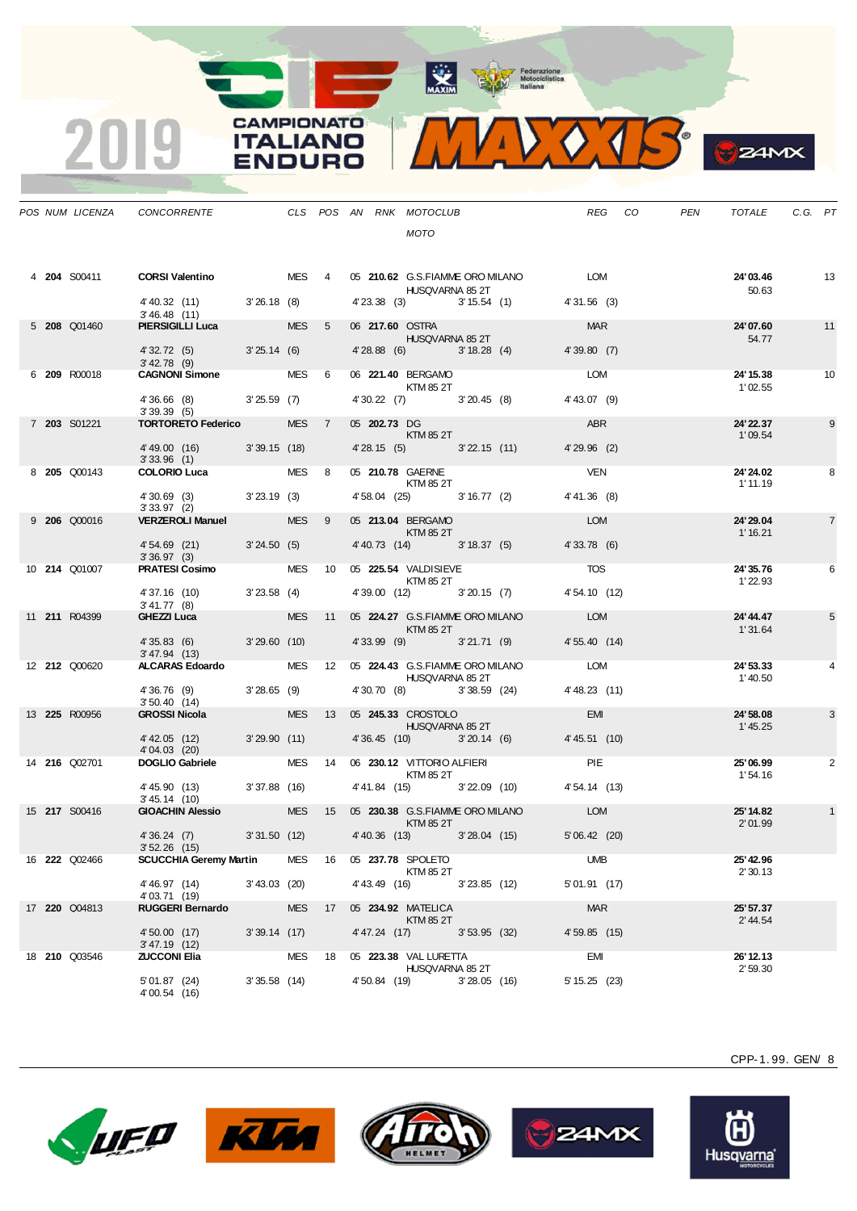# 2019 CAMPIONATO ITALIANO ENDURO

| POS | NUM | LICENZA | CONCORRENTE | CLS | POS | AN | RNK | MOTOCLUB / MOTO | REG | CO | PEN | TOTALE | C.G. | PT |
|---|---|---|---|---|---|---|---|---|---|---|---|---|---|---|
| 4 | **204** | S00411 | **CORSI Valentino** | MES | 4 | 05 | **210.62** | G.S.FIAMME ORO MILANO / HUSQVARNA 85 2T | LOM | | | **24'03.46** / 50.63 | | 13 |
| | | | 4'40.32 (11) 3'26.18 (8) 4'23.38 (3) 3'15.54 (1) 4'31.56 (3) 3'46.48 (11) | | | | | | | | | | | |
| 5 | **208** | Q01460 | **PIERSIGILLI Luca** | MES | 5 | 06 | **217.60** | OSTRA / HUSQVARNA 85 2T | MAR | | | **24'07.60** / 54.77 | | 11 |
| | | | 4'32.72 (5) 3'25.14 (6) 4'28.88 (6) 3'18.28 (4) 4'39.80 (7) 3'42.78 (9) | | | | | | | | | | | |
| 6 | **209** | R00018 | **CAGNONI Simone** | MES | 6 | 06 | **221.40** | BERGAMO / KTM 85 2T | LOM | | | **24'15.38** / 1'02.55 | | 10 |
| | | | 4'36.66 (8) 3'25.59 (7) 4'30.22 (7) 3'20.45 (8) 4'43.07 (9) 3'39.39 (5) | | | | | | | | | | | |
| 7 | **203** | S01221 | **TORTORETO Federico** | MES | 7 | 05 | **202.73** | DG / KTM 85 2T | ABR | | | **24'22.37** / 1'09.54 | | 9 |
| | | | 4'49.00 (16) 3'39.15 (18) 4'28.15 (5) 3'22.15 (11) 4'29.96 (2) 3'33.96 (1) | | | | | | | | | | | |
| 8 | **205** | Q00143 | **COLORIO Luca** | MES | 8 | 05 | **210.78** | GAERNE / KTM 85 2T | VEN | | | **24'24.02** / 1'11.19 | | 8 |
| | | | 4'30.69 (3) 3'23.19 (3) 4'58.04 (25) 3'16.77 (2) 4'41.36 (8) 3'33.97 (2) | | | | | | | | | | | |
| 9 | **206** | Q00016 | **VERZEROLI Manuel** | MES | 9 | 05 | **213.04** | BERGAMO / KTM 85 2T | LOM | | | **24'29.04** / 1'16.21 | | 7 |
| | | | 4'54.69 (21) 3'24.50 (5) 4'40.73 (14) 3'18.37 (5) 4'33.78 (6) 3'36.97 (3) | | | | | | | | | | | |
| 10 | **214** | Q01007 | **PRATESI Cosimo** | MES | 10 | 05 | **225.54** | VALDISIEVE / KTM 85 2T | TOS | | | **24'35.76** / 1'22.93 | | 6 |
| | | | 4'37.16 (10) 3'23.58 (4) 4'39.00 (12) 3'20.15 (7) 4'54.10 (12) 3'41.77 (8) | | | | | | | | | | | |
| 11 | **211** | R04399 | **GHEZZI Luca** | MES | 11 | 05 | **224.27** | G.S.FIAMME ORO MILANO / KTM 85 2T | LOM | | | **24'44.47** / 1'31.64 | | 5 |
| | | | 4'35.83 (6) 3'29.60 (10) 4'33.99 (9) 3'21.71 (9) 4'55.40 (14) 3'47.94 (13) | | | | | | | | | | | |
| 12 | **212** | Q00620 | **ALCARAS Edoardo** | MES | 12 | 05 | **224.43** | G.S.FIAMME ORO MILANO / HUSQVARNA 85 2T | LOM | | | **24'53.33** / 1'40.50 | | 4 |
| | | | 4'36.76 (9) 3'28.65 (9) 4'30.70 (8) 3'38.59 (24) 4'48.23 (11) 3'50.40 (14) | | | | | | | | | | | |
| 13 | **225** | R00956 | **GROSSI Nicola** | MES | 13 | 05 | **245.33** | CROSTOLO / HUSQVARNA 85 2T | EMI | | | **24'58.08** / 1'45.25 | | 3 |
| | | | 4'42.05 (12) 3'29.90 (11) 4'36.45 (10) 3'20.14 (6) 4'45.51 (10) 4'04.03 (20) | | | | | | | | | | | |
| 14 | **216** | Q02701 | **DOGLIO Gabriele** | MES | 14 | 06 | **230.12** | VITTORIO ALFIERI / KTM 85 2T | PIE | | | **25'06.99** / 1'54.16 | | 2 |
| | | | 4'45.90 (13) 3'37.88 (16) 4'41.84 (15) 3'22.09 (10) 4'54.14 (13) 3'45.14 (10) | | | | | | | | | | | |
| 15 | **217** | S00416 | **GIOACHIN Alessio** | MES | 15 | 05 | **230.38** | G.S.FIAMME ORO MILANO / KTM 85 2T | LOM | | | **25'14.82** / 2'01.99 | | 1 |
| | | | 4'36.24 (7) 3'31.50 (12) 4'40.36 (13) 3'28.04 (15) 5'06.42 (20) 3'52.26 (15) | | | | | | | | | | | |
| 16 | **222** | Q02466 | **SCUCCHIA Geremy Martin** | MES | 16 | 05 | **237.78** | SPOLETO / KTM 85 2T | UMB | | | **25'42.96** / 2'30.13 | | |
| | | | 4'46.97 (14) 3'43.03 (20) 4'43.49 (16) 3'23.85 (12) 5'01.91 (17) 4'03.71 (19) | | | | | | | | | | | |
| 17 | **220** | Q04813 | **RUGGERI Bernardo** | MES | 17 | 05 | **234.92** | MATELICA / KTM 85 2T | MAR | | | **25'57.37** / 2'44.54 | | |
| | | | 4'50.00 (17) 3'39.14 (17) 4'47.24 (17) 3'53.95 (32) 4'59.85 (15) 3'47.19 (12) | | | | | | | | | | | |
| 18 | **210** | Q03546 | **ZUCCONI Elia** | MES | 18 | 05 | **223.38** | VAL LURETTA / HUSQVARNA 85 2T | EMI | | | **26'12.13** / 2'59.30 | | |
| | | | 5'01.87 (24) 3'35.58 (14) 4'50.84 (19) 3'28.05 (16) 5'15.25 (23) 4'00.54 (16) | | | | | | | | | | | |

CPP-1.99. GEN/ 8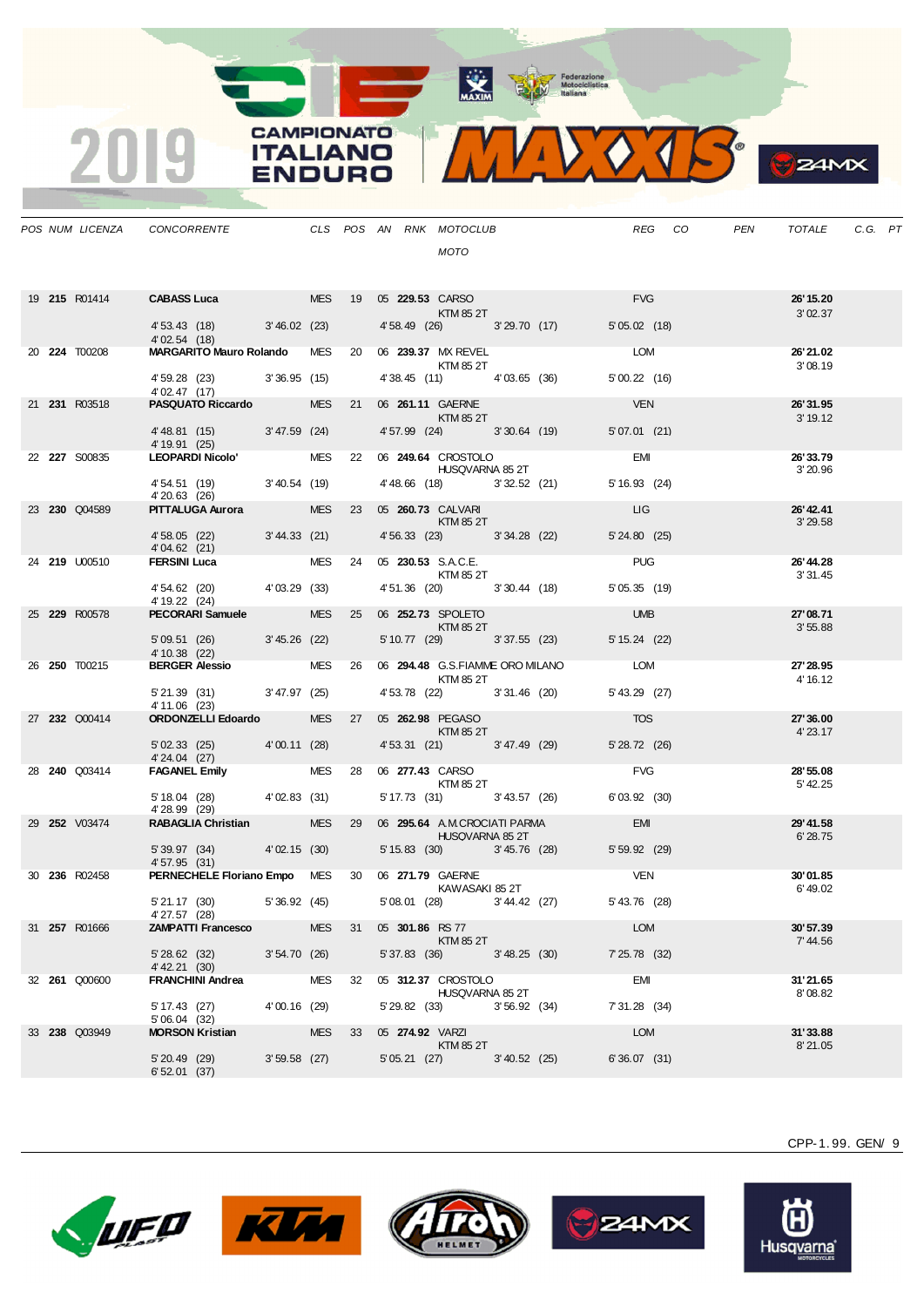# 2019 CAMPIONATO ITALIANO ENDURO MAXXIS

| POS | NUM | LICENZA | CONCORRENTE | CLS | POS | AN | RNK | MOTOCLUB / MOTO | REG | CO | PEN | TOTALE | C.G. | PT |
|---|---|---|---|---|---|---|---|---|---|---|---|---|---|---|
| 19 | **215** | R01414 | **CABASS Luca** | MES | 19 | 05 | **229.53** | CARSO / KTM 85 2T | FVG | | | **26'15.20** 3'02.37 | | |
| | | | 4'53.43 (18) 3'46.02 (23) 4'58.49 (26) 3'29.70 (17) 5'05.02 (18) 4'02.54 (18) | | | | | | | | | | | |
| 20 | **224** | T00208 | **MARGARITO Mauro Rolando** | MES | 20 | 06 | **239.37** | MX REVEL / KTM 85 2T | LOM | | | **26'21.02** 3'08.19 | | |
| | | | 4'59.28 (23) 3'36.95 (15) 4'38.45 (11) 4'03.65 (36) 5'00.22 (16) 4'02.47 (17) | | | | | | | | | | | |
| 21 | **231** | R03518 | **PASQUATO Riccardo** | MES | 21 | 06 | **261.11** | GAERNE / KTM 85 2T | VEN | | | **26'31.95** 3'19.12 | | |
| | | | 4'48.81 (15) 3'47.59 (24) 4'57.99 (24) 3'30.64 (19) 5'07.01 (21) 4'19.91 (25) | | | | | | | | | | | |
| 22 | **227** | S00835 | **LEOPARDI Nicolo'** | MES | 22 | 06 | **249.64** | CROSTOLO / HUSQVARNA 85 2T | EMI | | | **26'33.79** 3'20.96 | | |
| | | | 4'54.51 (19) 3'40.54 (19) 4'48.66 (18) 3'32.52 (21) 5'16.93 (24) 4'20.63 (26) | | | | | | | | | | | |
| 23 | **230** | Q04589 | **PITTALUGA Aurora** | MES | 23 | 05 | **260.73** | CALVARI / KTM 85 2T | LIG | | | **26'42.41** 3'29.58 | | |
| | | | 4'58.05 (22) 3'44.33 (21) 4'56.33 (23) 3'34.28 (22) 5'24.80 (25) 4'04.62 (21) | | | | | | | | | | | |
| 24 | **219** | U00510 | **FERSINI Luca** | MES | 24 | 05 | **230.53** | S.A.C.E. / KTM 85 2T | PUG | | | **26'44.28** 3'31.45 | | |
| | | | 4'54.62 (20) 4'03.29 (33) 4'51.36 (20) 3'30.44 (18) 5'05.35 (19) 4'19.22 (24) | | | | | | | | | | | |
| 25 | **229** | R00578 | **PECORARI Samuele** | MES | 25 | 06 | **252.73** | SPOLETO / KTM 85 2T | UMB | | | **27'08.71** 3'55.88 | | |
| | | | 5'09.51 (26) 3'45.26 (22) 5'10.77 (29) 3'37.55 (23) 5'15.24 (22) 4'10.38 (22) | | | | | | | | | | | |
| 26 | **250** | T00215 | **BERGER Alessio** | MES | 26 | 06 | **294.48** | G.S.FIAMME ORO MILANO / KTM 85 2T | LOM | | | **27'28.95** 4'16.12 | | |
| | | | 5'21.39 (31) 3'47.97 (25) 4'53.78 (22) 3'31.46 (20) 5'43.29 (27) 4'11.06 (23) | | | | | | | | | | | |
| 27 | **232** | Q00414 | **ORDONZELLI Edoardo** | MES | 27 | 05 | **262.98** | PEGASO / KTM 85 2T | TOS | | | **27'36.00** 4'23.17 | | |
| | | | 5'02.33 (25) 4'00.11 (28) 4'53.31 (21) 3'47.49 (29) 5'28.72 (26) 4'24.04 (27) | | | | | | | | | | | |
| 28 | **240** | Q03414 | **FAGANEL Emily** | MES | 28 | 06 | **277.43** | CARSO / KTM 85 2T | FVG | | | **28'55.08** 5'42.25 | | |
| | | | 5'18.04 (28) 4'02.83 (31) 5'17.73 (31) 3'43.57 (26) 6'03.92 (30) 4'28.99 (29) | | | | | | | | | | | |
| 29 | **252** | V03474 | **RABAGLIA Christian** | MES | 29 | 06 | **295.64** | A.M.CROCIATI PARMA / HUSQVARNA 85 2T | EMI | | | **29'41.58** 6'28.75 | | |
| | | | 5'39.97 (34) 4'02.15 (30) 5'15.83 (30) 3'45.76 (28) 5'59.92 (29) 4'57.95 (31) | | | | | | | | | | | |
| 30 | **236** | R02458 | **PERNECHELE Floriano Empo** | MES | 30 | 06 | **271.79** | GAERNE / KAWASAKI 85 2T | VEN | | | **30'01.85** 6'49.02 | | |
| | | | 5'21.17 (30) 5'36.92 (45) 5'08.01 (28) 3'44.42 (27) 5'43.76 (28) 4'27.57 (28) | | | | | | | | | | | |
| 31 | **257** | R01666 | **ZAMPATTI Francesco** | MES | 31 | 05 | **301.86** | RS 77 / KTM 85 2T | LOM | | | **30'57.39** 7'44.56 | | |
| | | | 5'28.62 (32) 3'54.70 (26) 5'37.83 (36) 3'48.25 (30) 7'25.78 (32) 4'42.21 (30) | | | | | | | | | | | |
| 32 | **261** | Q00600 | **FRANCHINI Andrea** | MES | 32 | 05 | **312.37** | CROSTOLO / HUSQVARNA 85 2T | EMI | | | **31'21.65** 8'08.82 | | |
| | | | 5'17.43 (27) 4'00.16 (29) 5'29.82 (33) 3'56.92 (34) 7'31.28 (34) 5'06.04 (32) | | | | | | | | | | | |
| 33 | **238** | Q03949 | **MORSON Kristian** | MES | 33 | 05 | **274.92** | VARZI / KTM 85 2T | LOM | | | **31'33.88** 8'21.05 | | |
| | | | 5'20.49 (29) 3'59.58 (27) 5'05.21 (27) 3'40.52 (25) 6'36.07 (31) 6'52.01 (37) | | | | | | | | | | | |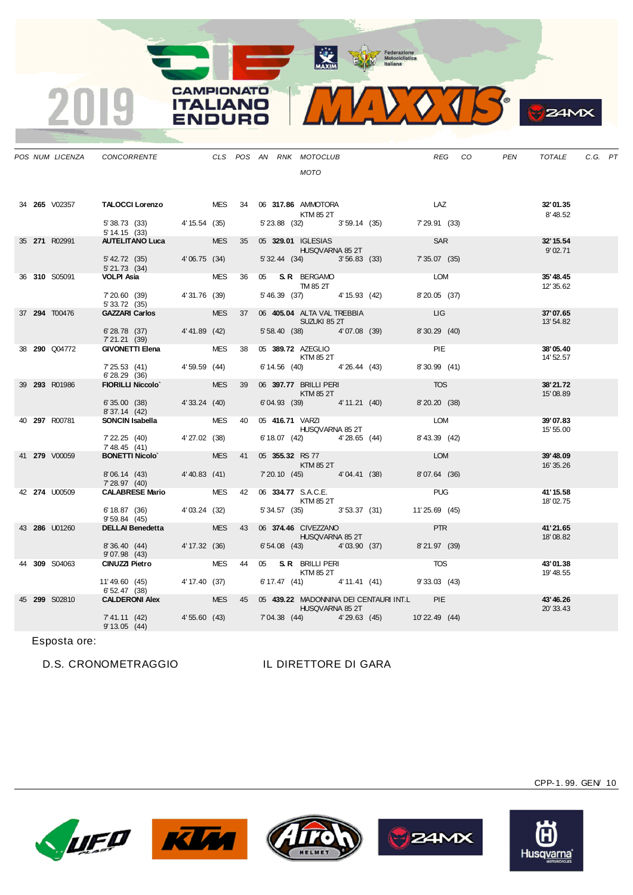| POS | NUM | LICENZA | CONCORRENTE | CLS | POS | AN | RNK | MOTOCLUB / MOTO | REG | CO | PEN | TOTALE | C.G. | PT |
|---|---|---|---|---|---|---|---|---|---|---|---|---|---|---|
| 34 | **265** | V02357 | **TALOCCI Lorenzo** | MES | 34 | 06 | **317.86** | AMMOTORA / KTM 85 2T | LAZ | | | **32' 01.35** / 8' 48.52 | | |
| | | | 5' 38.73 (33) / 5' 14.15 (33) | 4' 15.54 (35) | | 5' 23.88 (32) | | 3' 59.14 (35) | 7' 29.91 (33) | | | | | |
| 35 | **271** | R02991 | **AUTELITANO Luca** | MES | 35 | 05 | **329.01** | IGLESIAS / HUSQVARNA 85 2T | SAR | | | **32' 15.54** / 9' 02.71 | | |
| | | | 5' 42.72 (35) / 5' 21.73 (34) | 4' 06.75 (34) | | 5' 32.44 (34) | | 3' 56.83 (33) | 7' 35.07 (35) | | | | | |
| 36 | **310** | S05091 | **VOLPI Asia** | MES | 36 | 05 | **S.R** | BERGAMO / TM 85 2T | LOM | | | **35' 48.45** / 12' 35.62 | | |
| | | | 7' 20.60 (39) / 5' 33.72 (35) | 4' 31.76 (39) | | 5' 46.39 (37) | | 4' 15.93 (42) | 8' 20.05 (37) | | | | | |
| 37 | **294** | T00476 | **GAZZARI Carlos** | MES | 37 | 06 | **405.04** | ALTA VAL TREBBIA / SUZUKI 85 2T | LIG | | | **37' 07.65** / 13' 54.82 | | |
| | | | 6' 28.78 (37) / 7' 21.21 (39) | 4' 41.89 (42) | | 5' 58.40 (38) | | 4' 07.08 (39) | 8' 30.29 (40) | | | | | |
| 38 | **290** | Q04772 | **GIVONETTI Elena** | MES | 38 | 05 | **389.72** | AZEGLIO / KTM 85 2T | PIE | | | **38' 05.40** / 14' 52.57 | | |
| | | | 7' 25.53 (41) / 6' 28.29 (36) | 4' 59.59 (44) | | 6' 14.56 (40) | | 4' 26.44 (43) | 8' 30.99 (41) | | | | | |
| 39 | **293** | R01986 | **FIORILLI Niccolo`** | MES | 39 | 06 | **397.77** | BRILLI PERI / KTM 85 2T | TOS | | | **38' 21.72** / 15' 08.89 | | |
| | | | 6' 35.00 (38) / 8' 37.14 (42) | 4' 33.24 (40) | | 6' 04.93 (39) | | 4' 11.21 (40) | 8' 20.20 (38) | | | | | |
| 40 | **297** | R00781 | **SONCIN Isabella** | MES | 40 | 05 | **416.71** | VARZI / HUSQVARNA 85 2T | LOM | | | **39' 07.83** / 15' 55.00 | | |
| | | | 7' 22.25 (40) / 7' 48.45 (41) | 4' 27.02 (38) | | 6' 18.07 (42) | | 4' 28.65 (44) | 8' 43.39 (42) | | | | | |
| 41 | **279** | V00059 | **BONETTI Nicolo`** | MES | 41 | 05 | **355.32** | RS 77 / KTM 85 2T | LOM | | | **39' 48.09** / 16' 35.26 | | |
| | | | 8' 06.14 (43) / 7' 28.97 (40) | 4' 40.83 (41) | | 7' 20.10 (45) | | 4' 04.41 (38) | 8' 07.64 (36) | | | | | |
| 42 | **274** | U00509 | **CALABRESE Mario** | MES | 42 | 06 | **334.77** | S.A.C.E. / KTM 85 2T | PUG | | | **41' 15.58** / 18' 02.75 | | |
| | | | 6' 18.87 (36) / 9' 59.84 (45) | 4' 03.24 (32) | | 5' 34.57 (35) | | 3' 53.37 (31) | 11' 25.69 (45) | | | | | |
| 43 | **286** | U01260 | **DELLAI Benedetta** | MES | 43 | 06 | **374.46** | CIVEZZANO / HUSQVARNA 85 2T | PTR | | | **41' 21.65** / 18' 08.82 | | |
| | | | 8' 36.40 (44) / 9' 07.98 (43) | 4' 17.32 (36) | | 6' 54.08 (43) | | 4' 03.90 (37) | 8' 21.97 (39) | | | | | |
| 44 | **309** | S04063 | **CINUZZI Pietro** | MES | 44 | 05 | **S.R** | BRILLI PERI / KTM 85 2T | TOS | | | **43' 01.38** / 19' 48.55 | | |
| | | | 11' 49.60 (45) / 6' 52.47 (38) | 4' 17.40 (37) | | 6' 17.47 (41) | | 4' 11.41 (41) | 9' 33.03 (43) | | | | | |
| 45 | **299** | S02810 | **CALDERONI Alex** | MES | 45 | 05 | **439.22** | MADONNINA DEI CENTAURI INT.L / HUSQVARNA 85 2T | PIE | | | **43' 46.26** / 20' 33.43 | | |
| | | | 7' 41.11 (42) / 9' 13.05 (44) | 4' 55.60 (43) | | 7' 04.38 (44) | | 4' 29.63 (45) | 10' 22.49 (44) | | | | | |

Esposta ore:

D.S. CRONOMETRAGGIO

IL DIRETTORE DI GARA

CPP-1. 99. GEN/ 10